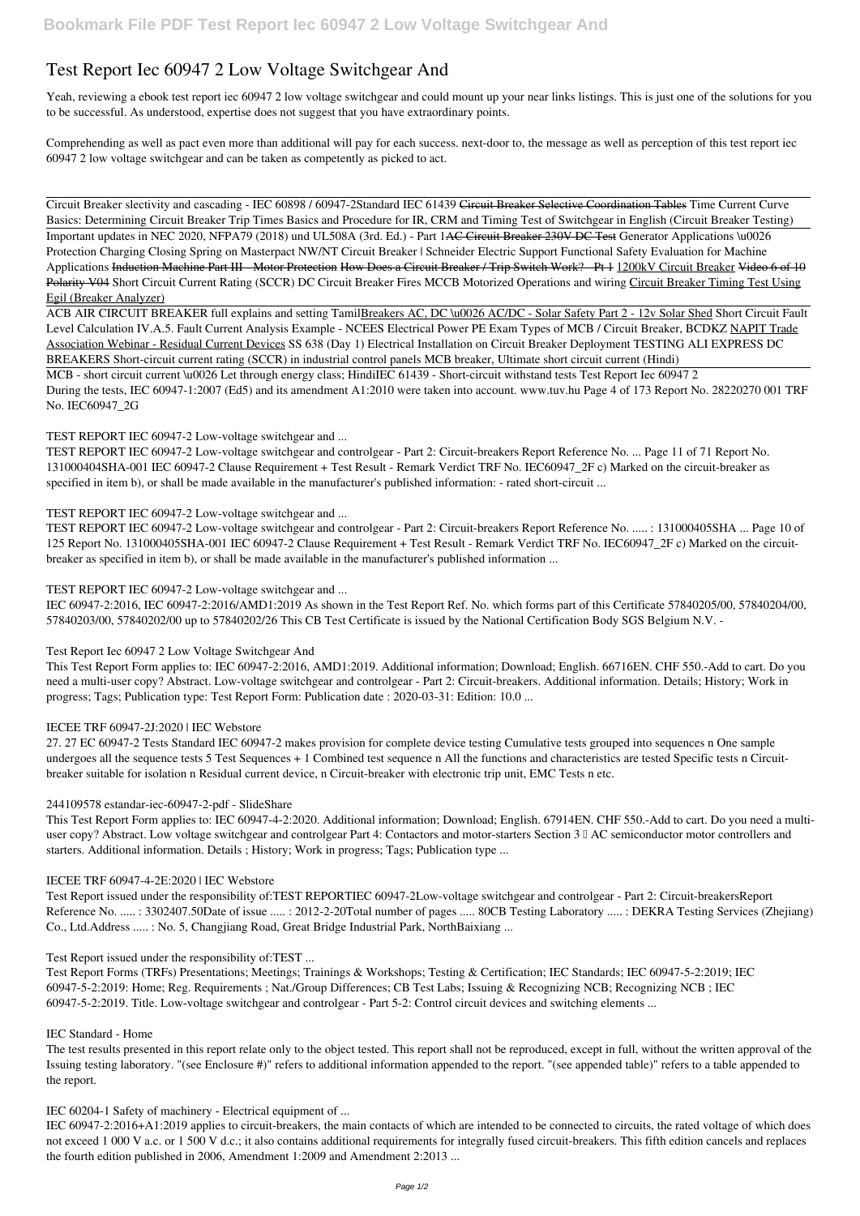# Test Report Iec 60947 2 Low Voltage Switchgear And

Yeah, reviewing a ebook test report iec 60947 2 low voltage switchgear and could mount up your near links listings. This is just one of the solutions for you to be successful. As understood, expertise does not suggest that you have extraordinary points.

Comprehending as well as pact even more than additional will pay for each success. next-door to, the message as well as perception of this test report iec 60947 2 low voltage switchgear and can be taken as competently as picked to act.

Circuit Breaker slectivity and cascading - IEC 60898 / 60947-2Standard IEC 61439 Circuit Breaker Selective Coordination Tables *Time Current Curve Basics: Determining Circuit Breaker Trip Times* Basics and Procedure for IR, CRM and Timing Test of Switchgear in English (Circuit Breaker Testing) Important updates in NEC 2020, NFPA79 (2018) und UL508A (3rd. Ed.) - Part 1AC Circuit Breaker 230V DC Test *Generator Applications \u0026 Protection* *Charging Closing Spring on Masterpact NW/NT Circuit Breaker | Schneider Electric Support* *Functional Safety Evaluation for Machine Applications* Induction Machine Part III - Motor Protection How Does a Circuit Breaker / Trip Switch Work? - Pt 1 1200kV Circuit Breaker Video 6 of 10 Polarity V04 *Short Circuit Current Rating (SCCR)* *DC Circuit Breaker Fires* *MCCB Motorized Operations and wiring* Circuit Breaker Timing Test Using Egil (Breaker Analyzer)

ACB AIR CIRCUIT BREAKER full explains and setting TamilBreakers AC, DC \u0026 AC/DC - Solar Safety Part 2 - 12v Solar Shed *Short Circuit Fault Level Calculation* *IV.A.5. Fault Current Analysis Example - NCEES Electrical Power PE Exam* *Types of MCB / Circuit Breaker, BCDKZ* NAPIT Trade Association Webinar - Residual Current Devices *SS 638 (Day 1) Electrical Installation on Circuit Breaker Deployment* *TESTING ALI EXPRESS DC BREAKERS* *Short-circuit current rating (SCCR) in industrial control panels* *MCB breaker, Ultimate short circuit current (Hindi)*

MCB - short circuit current \u0026 Let through energy class; HindiIEC 61439 - Short-circuit withstand tests Test Report Iec 60947 2
During the tests, IEC 60947-1:2007 (Ed5) and its amendment A1:2010 were taken into account. www.tuv.hu Page 4 of 173 Report No. 28220270 001 TRF No. IEC60947_2G

TEST REPORT IEC 60947-2 Low-voltage switchgear and ...

TEST REPORT IEC 60947-2 Low-voltage switchgear and controlgear - Part 2: Circuit-breakers Report Reference No. ... Page 11 of 71 Report No. 131000404SHA-001 IEC 60947-2 Clause Requirement + Test Result - Remark Verdict TRF No. IEC60947_2F c) Marked on the circuit-breaker as specified in item b), or shall be made available in the manufacturer's published information: - rated short-circuit ...

TEST REPORT IEC 60947-2 Low-voltage switchgear and ...

TEST REPORT IEC 60947-2 Low-voltage switchgear and controlgear - Part 2: Circuit-breakers Report Reference No. ..... : 131000405SHA ... Page 10 of 125 Report No. 131000405SHA-001 IEC 60947-2 Clause Requirement + Test Result - Remark Verdict TRF No. IEC60947_2F c) Marked on the circuit-breaker as specified in item b), or shall be made available in the manufacturer's published information ...

TEST REPORT IEC 60947-2 Low-voltage switchgear and ...

IEC 60947-2:2016, IEC 60947-2:2016/AMD1:2019 As shown in the Test Report Ref. No. which forms part of this Certificate 57840205/00, 57840204/00, 57840203/00, 57840202/00 up to 57840202/26 This CB Test Certificate is issued by the National Certification Body SGS Belgium N.V. -

Test Report Iec 60947 2 Low Voltage Switchgear And

This Test Report Form applies to: IEC 60947-2:2016, AMD1:2019. Additional information; Download; English. 66716EN. CHF 550.-Add to cart. Do you need a multi-user copy? Abstract. Low-voltage switchgear and controlgear - Part 2: Circuit-breakers. Additional information. Details; History; Work in progress; Tags; Publication type: Test Report Form: Publication date : 2020-03-31: Edition: 10.0 ...

IECEE TRF 60947-2J:2020 | IEC Webstore

27. 27 EC 60947-2 Tests Standard IEC 60947-2 makes provision for complete device testing Cumulative tests grouped into sequences n One sample undergoes all the sequence tests 5 Test Sequences + 1 Combined test sequence n All the functions and characteristics are tested Specific tests n Circuit-breaker suitable for isolation n Residual current device, n Circuit-breaker with electronic trip unit, EMC Tests n etc.

244109578 estandar-iec-60947-2-pdf - SlideShare

This Test Report Form applies to: IEC 60947-4-2:2020. Additional information; Download; English. 67914EN. CHF 550.-Add to cart. Do you need a multi-user copy? Abstract. Low voltage switchgear and controlgear Part 4: Contactors and motor-starters Section 3 – AC semiconductor motor controllers and starters. Additional information. Details ; History; Work in progress; Tags; Publication type ...

IECEE TRF 60947-4-2E:2020 | IEC Webstore

Test Report issued under the responsibility of:TEST REPORTIEC 60947-2Low-voltage switchgear and controlgear - Part 2: Circuit-breakersReport Reference No. ..... : 3302407.50Date of issue ..... : 2012-2-20Total number of pages ..... 80CB Testing Laboratory ..... : DEKRA Testing Services (Zhejiang) Co., Ltd.Address ..... : No. 5, Changjiang Road, Great Bridge Industrial Park, NorthBaixiang ...

Test Report issued under the responsibility of:TEST ...

Test Report Forms (TRFs) Presentations; Meetings; Trainings & Workshops; Testing & Certification; IEC Standards; IEC 60947-5-2:2019; IEC 60947-5-2:2019: Home; Reg. Requirements ; Nat./Group Differences; CB Test Labs; Issuing & Recognizing NCB; Recognizing NCB ; IEC 60947-5-2:2019. Title. Low-voltage switchgear and controlgear - Part 5-2: Control circuit devices and switching elements ...

IEC Standard - Home

The test results presented in this report relate only to the object tested. This report shall not be reproduced, except in full, without the written approval of the Issuing testing laboratory. "(see Enclosure #)" refers to additional information appended to the report. "(see appended table)" refers to a table appended to the report.

IEC 60204-1 Safety of machinery - Electrical equipment of ...

IEC 60947-2:2016+A1:2019 applies to circuit-breakers, the main contacts of which are intended to be connected to circuits, the rated voltage of which does not exceed 1 000 V a.c. or 1 500 V d.c.; it also contains additional requirements for integrally fused circuit-breakers. This fifth edition cancels and replaces the fourth edition published in 2006, Amendment 1:2009 and Amendment 2:2013 ...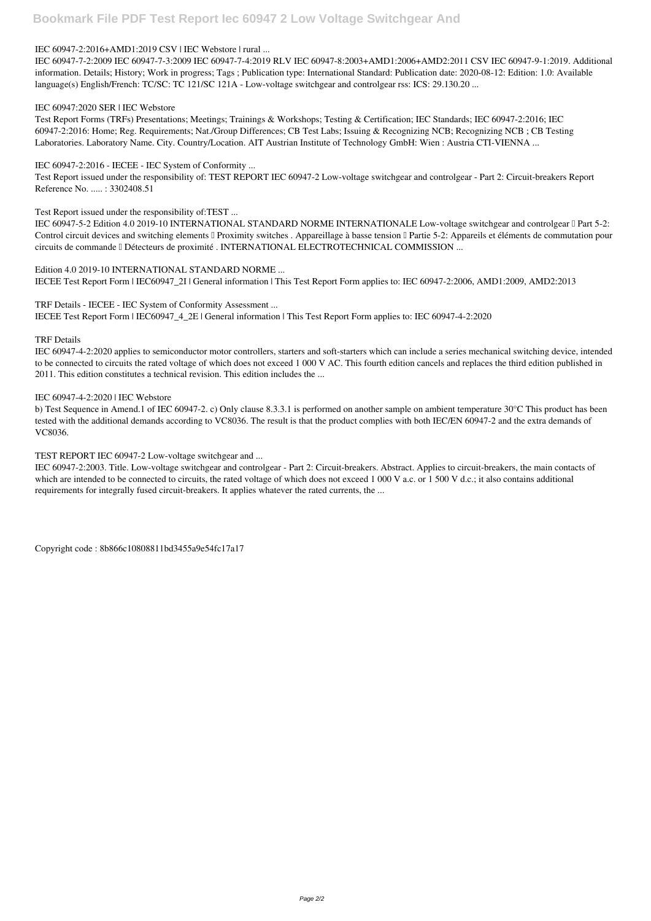IEC 60947-2:2016+AMD1:2019 CSV | IEC Webstore | rural ...

IEC 60947-7-2:2009 IEC 60947-7-3:2009 IEC 60947-7-4:2019 RLV IEC 60947-8:2003+AMD1:2006+AMD2:2011 CSV IEC 60947-9-1:2019. Additional information. Details; History; Work in progress; Tags ; Publication type: International Standard: Publication date: 2020-08-12: Edition: 1.0: Available language(s) English/French: TC/SC: TC 121/SC 121A - Low-voltage switchgear and controlgear rss: ICS: 29.130.20 ...

IEC 60947:2020 SER | IEC Webstore

Test Report Forms (TRFs) Presentations; Meetings; Trainings & Workshops; Testing & Certification; IEC Standards; IEC 60947-2:2016; IEC 60947-2:2016: Home; Reg. Requirements; Nat./Group Differences; CB Test Labs; Issuing & Recognizing NCB; Recognizing NCB ; CB Testing Laboratories. Laboratory Name. City. Country/Location. AIT Austrian Institute of Technology GmbH: Wien : Austria CTI-VIENNA ...

IEC 60947-2:2016 - IECEE - IEC System of Conformity ...

Test Report issued under the responsibility of: TEST REPORT IEC 60947-2 Low-voltage switchgear and controlgear - Part 2: Circuit-breakers Report Reference No. ..... : 3302408.51

Test Report issued under the responsibility of:TEST ...

IEC 60947-5-2 Edition 4.0 2019-10 INTERNATIONAL STANDARD NORME INTERNATIONALE Low-voltage switchgear and controlgear – Part 5-2: Control circuit devices and switching elements – Proximity switches . Appareillage à basse tension – Partie 5-2: Appareils et éléments de commutation pour circuits de commande – Détecteurs de proximité . INTERNATIONAL ELECTROTECHNICAL COMMISSION ...

Edition 4.0 2019-10 INTERNATIONAL STANDARD NORME ...

IECEE Test Report Form | IEC60947_2I | General information | This Test Report Form applies to: IEC 60947-2:2006, AMD1:2009, AMD2:2013

TRF Details - IECEE - IEC System of Conformity Assessment ...

IECEE Test Report Form | IEC60947_4_2E | General information | This Test Report Form applies to: IEC 60947-4-2:2020

TRF Details

IEC 60947-4-2:2020 applies to semiconductor motor controllers, starters and soft-starters which can include a series mechanical switching device, intended to be connected to circuits the rated voltage of which does not exceed 1 000 V AC. This fourth edition cancels and replaces the third edition published in 2011. This edition constitutes a technical revision. This edition includes the ...

IEC 60947-4-2:2020 | IEC Webstore

b) Test Sequence in Amend.1 of IEC 60947-2. c) Only clause 8.3.3.1 is performed on another sample on ambient temperature 30°C This product has been tested with the additional demands according to VC8036. The result is that the product complies with both IEC/EN 60947-2 and the extra demands of VC8036.

TEST REPORT IEC 60947-2 Low-voltage switchgear and ...

IEC 60947-2:2003. Title. Low-voltage switchgear and controlgear - Part 2: Circuit-breakers. Abstract. Applies to circuit-breakers, the main contacts of which are intended to be connected to circuits, the rated voltage of which does not exceed 1 000 V a.c. or 1 500 V d.c.; it also contains additional requirements for integrally fused circuit-breakers. It applies whatever the rated currents, the ...

Copyright code : 8b866c10808811bd3455a9e54fc17a17